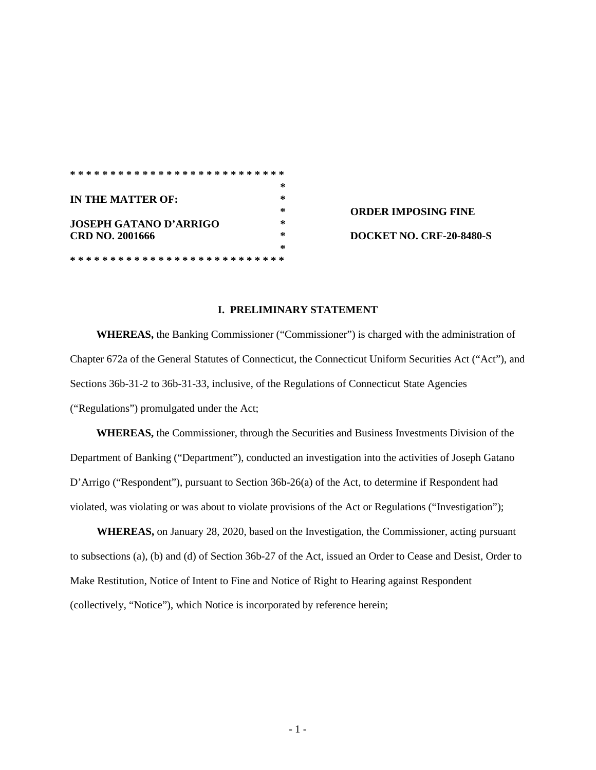* * * * * * * * * * * * * * * * * * * * * * * * * * *

**IN THE MATTER OF:**

**JOSEPH GATANO D'ARRIGO**
**CRD NO. 2001666**

* * * * * * * * * * * * * * * * * * * * * * * * * * *

**ORDER IMPOSING FINE**

**DOCKET NO. CRF-20-8480-S**

## I. PRELIMINARY STATEMENT

**WHEREAS,** the Banking Commissioner ("Commissioner") is charged with the administration of Chapter 672a of the General Statutes of Connecticut, the Connecticut Uniform Securities Act ("Act"), and Sections 36b-31-2 to 36b-31-33, inclusive, of the Regulations of Connecticut State Agencies ("Regulations") promulgated under the Act;

**WHEREAS,** the Commissioner, through the Securities and Business Investments Division of the Department of Banking ("Department"), conducted an investigation into the activities of Joseph Gatano D'Arrigo ("Respondent"), pursuant to Section 36b-26(a) of the Act, to determine if Respondent had violated, was violating or was about to violate provisions of the Act or Regulations ("Investigation");

**WHEREAS,** on January 28, 2020, based on the Investigation, the Commissioner, acting pursuant to subsections (a), (b) and (d) of Section 36b-27 of the Act, issued an Order to Cease and Desist, Order to Make Restitution, Notice of Intent to Fine and Notice of Right to Hearing against Respondent (collectively, "Notice"), which Notice is incorporated by reference herein;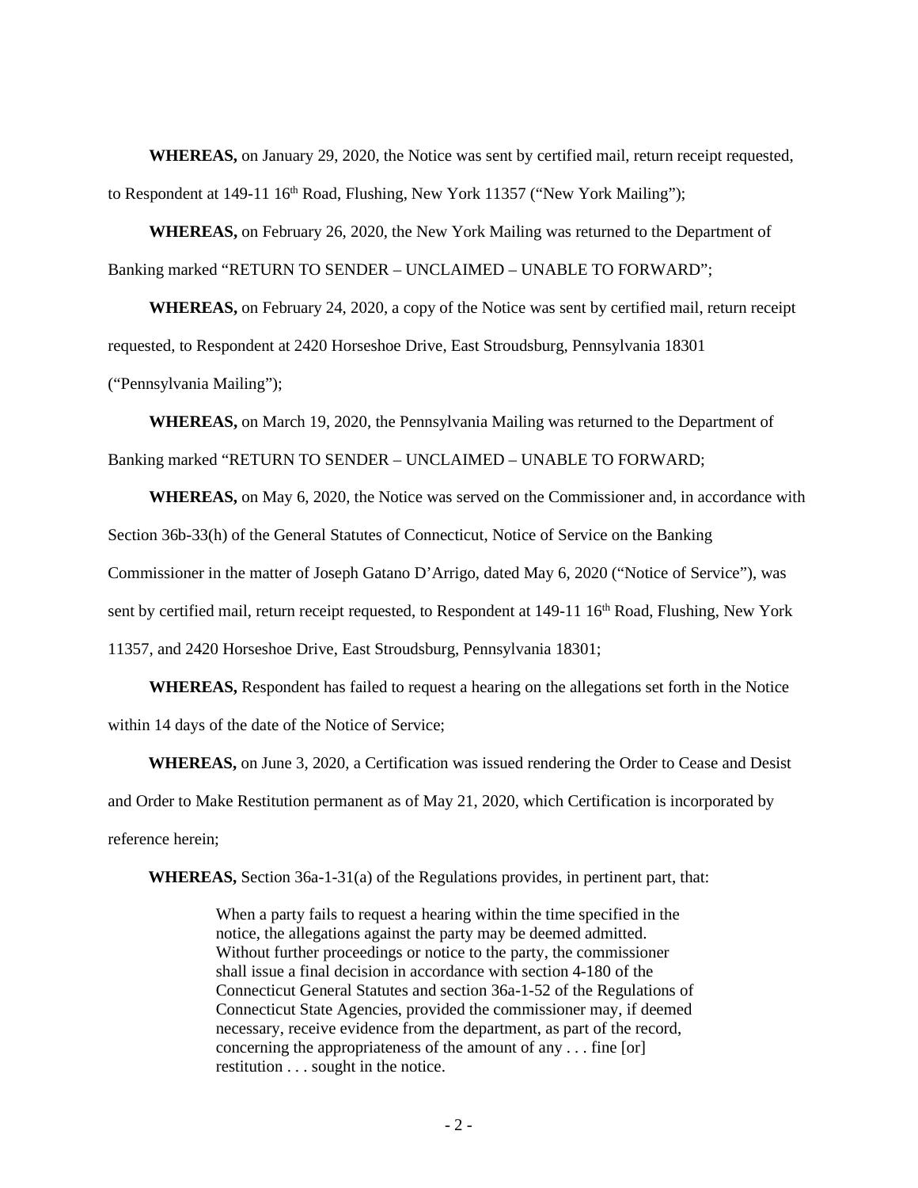**WHEREAS,** on January 29, 2020, the Notice was sent by certified mail, return receipt requested, to Respondent at 149-11 16th Road, Flushing, New York 11357 ("New York Mailing");

**WHEREAS,** on February 26, 2020, the New York Mailing was returned to the Department of Banking marked "RETURN TO SENDER – UNCLAIMED – UNABLE TO FORWARD";

**WHEREAS,** on February 24, 2020, a copy of the Notice was sent by certified mail, return receipt requested, to Respondent at 2420 Horseshoe Drive, East Stroudsburg, Pennsylvania 18301 ("Pennsylvania Mailing");

**WHEREAS,** on March 19, 2020, the Pennsylvania Mailing was returned to the Department of Banking marked "RETURN TO SENDER – UNCLAIMED – UNABLE TO FORWARD;

**WHEREAS,** on May 6, 2020, the Notice was served on the Commissioner and, in accordance with Section 36b-33(h) of the General Statutes of Connecticut, Notice of Service on the Banking Commissioner in the matter of Joseph Gatano D'Arrigo, dated May 6, 2020 ("Notice of Service"), was sent by certified mail, return receipt requested, to Respondent at 149-11 16th Road, Flushing, New York 11357, and 2420 Horseshoe Drive, East Stroudsburg, Pennsylvania 18301;

**WHEREAS,** Respondent has failed to request a hearing on the allegations set forth in the Notice within 14 days of the date of the Notice of Service;

**WHEREAS,** on June 3, 2020, a Certification was issued rendering the Order to Cease and Desist and Order to Make Restitution permanent as of May 21, 2020, which Certification is incorporated by reference herein;

**WHEREAS,** Section 36a-1-31(a) of the Regulations provides, in pertinent part, that:

> When a party fails to request a hearing within the time specified in the notice, the allegations against the party may be deemed admitted. Without further proceedings or notice to the party, the commissioner shall issue a final decision in accordance with section 4-180 of the Connecticut General Statutes and section 36a-1-52 of the Regulations of Connecticut State Agencies, provided the commissioner may, if deemed necessary, receive evidence from the department, as part of the record, concerning the appropriateness of the amount of any . . . fine [or] restitution . . . sought in the notice.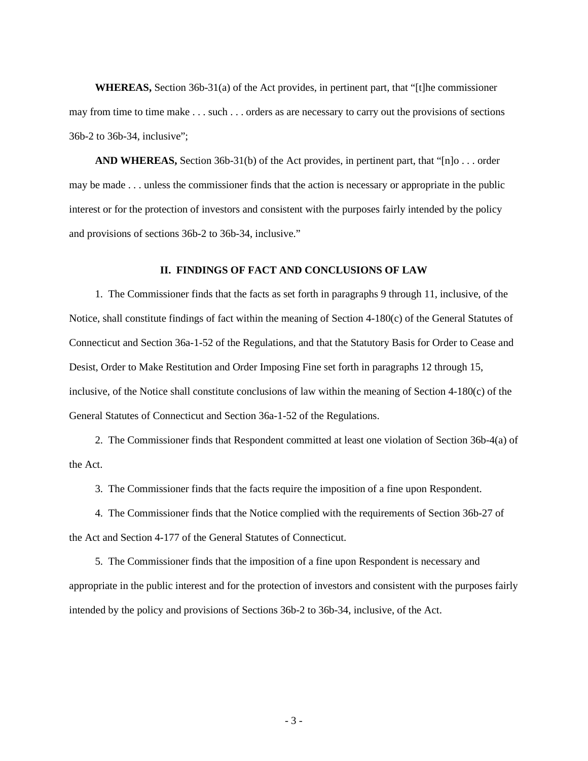**WHEREAS,** Section 36b-31(a) of the Act provides, in pertinent part, that "[t]he commissioner may from time to time make . . . such . . . orders as are necessary to carry out the provisions of sections 36b-2 to 36b-34, inclusive";

**AND WHEREAS,** Section 36b-31(b) of the Act provides, in pertinent part, that "[n]o . . . order may be made . . . unless the commissioner finds that the action is necessary or appropriate in the public interest or for the protection of investors and consistent with the purposes fairly intended by the policy and provisions of sections 36b-2 to 36b-34, inclusive."

## II. FINDINGS OF FACT AND CONCLUSIONS OF LAW

1. The Commissioner finds that the facts as set forth in paragraphs 9 through 11, inclusive, of the Notice, shall constitute findings of fact within the meaning of Section 4-180(c) of the General Statutes of Connecticut and Section 36a-1-52 of the Regulations, and that the Statutory Basis for Order to Cease and Desist, Order to Make Restitution and Order Imposing Fine set forth in paragraphs 12 through 15, inclusive, of the Notice shall constitute conclusions of law within the meaning of Section 4-180(c) of the General Statutes of Connecticut and Section 36a-1-52 of the Regulations.

2. The Commissioner finds that Respondent committed at least one violation of Section 36b-4(a) of the Act.

3. The Commissioner finds that the facts require the imposition of a fine upon Respondent.

4. The Commissioner finds that the Notice complied with the requirements of Section 36b-27 of the Act and Section 4-177 of the General Statutes of Connecticut.

5. The Commissioner finds that the imposition of a fine upon Respondent is necessary and appropriate in the public interest and for the protection of investors and consistent with the purposes fairly intended by the policy and provisions of Sections 36b-2 to 36b-34, inclusive, of the Act.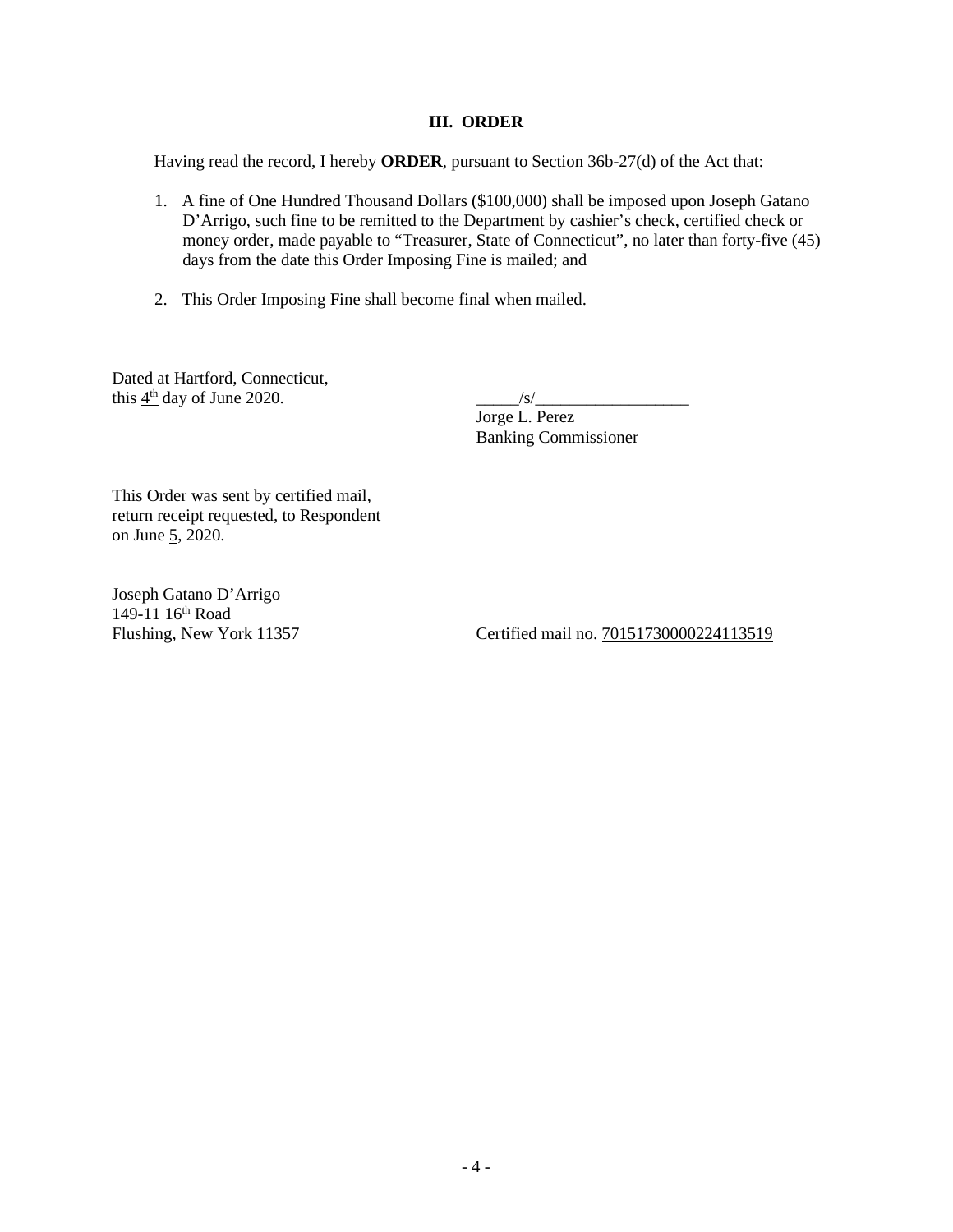### III. ORDER

Having read the record, I hereby **ORDER**, pursuant to Section 36b-27(d) of the Act that:

1. A fine of One Hundred Thousand Dollars ($100,000) shall be imposed upon Joseph Gatano D'Arrigo, such fine to be remitted to the Department by cashier's check, certified check or money order, made payable to "Treasurer, State of Connecticut", no later than forty-five (45) days from the date this Order Imposing Fine is mailed; and

2. This Order Imposing Fine shall become final when mailed.

Dated at Hartford, Connecticut,
this 4th day of June 2020.

_____/s/__________________
Jorge L. Perez
Banking Commissioner

This Order was sent by certified mail,
return receipt requested, to Respondent
on June 5, 2020.

Joseph Gatano D'Arrigo
149-11 16th Road
Flushing, New York 11357

Certified mail no. 70151730000224113519